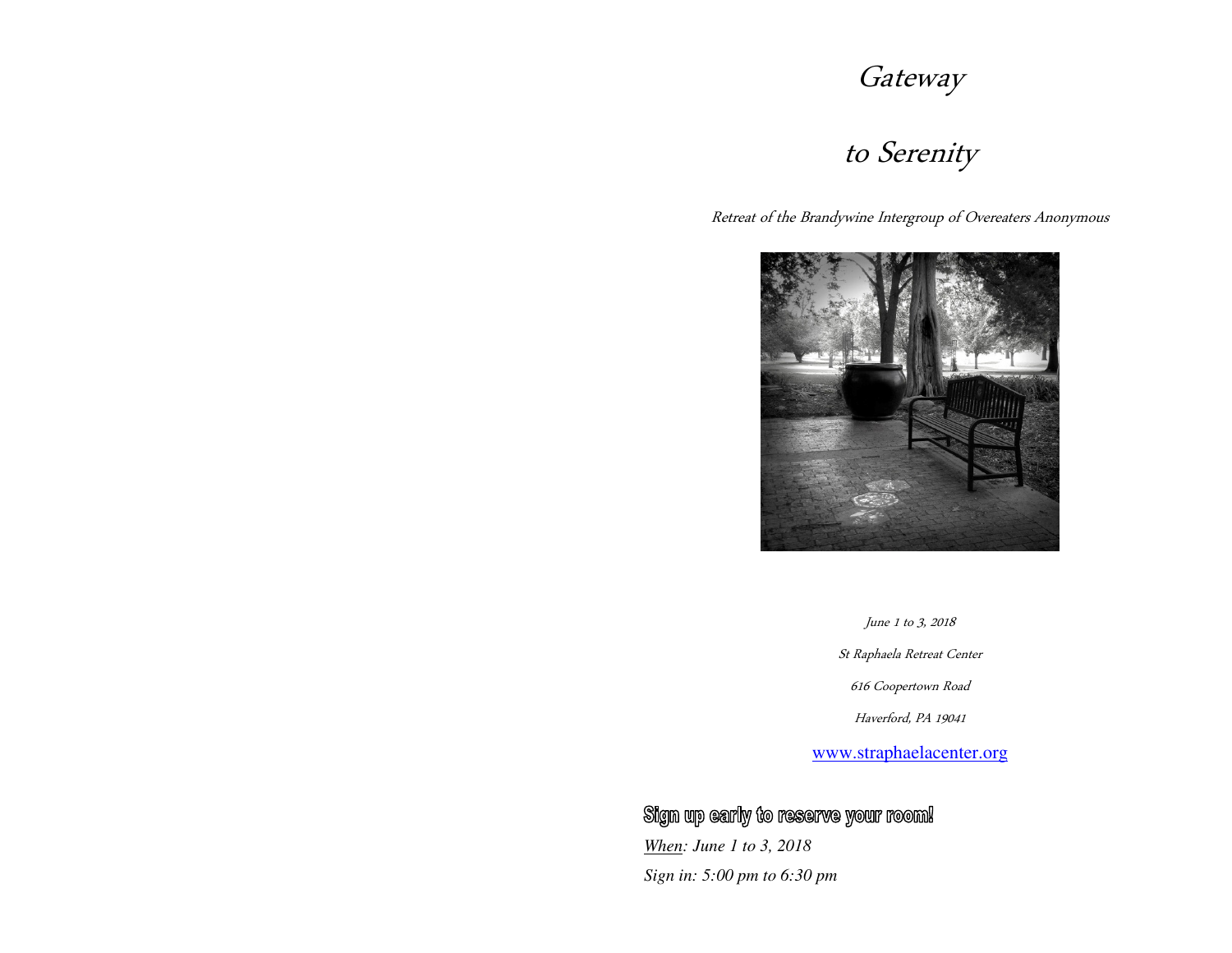# Gateway

# to Serenity

*Retreat of the Brandywine Intergroup of Overeaters Anonymous*

*June 1 to 3, 2018*

*St Raphaela Retreat Center*

*616 Coopertown Road*

*Haverford, PA 19041*

www.straphaelacenter.org

**Sign up early to reserve your room!**

*When: June 1 to 3, 2018*

*Sign in: 5:00 pm to 6:30 pm*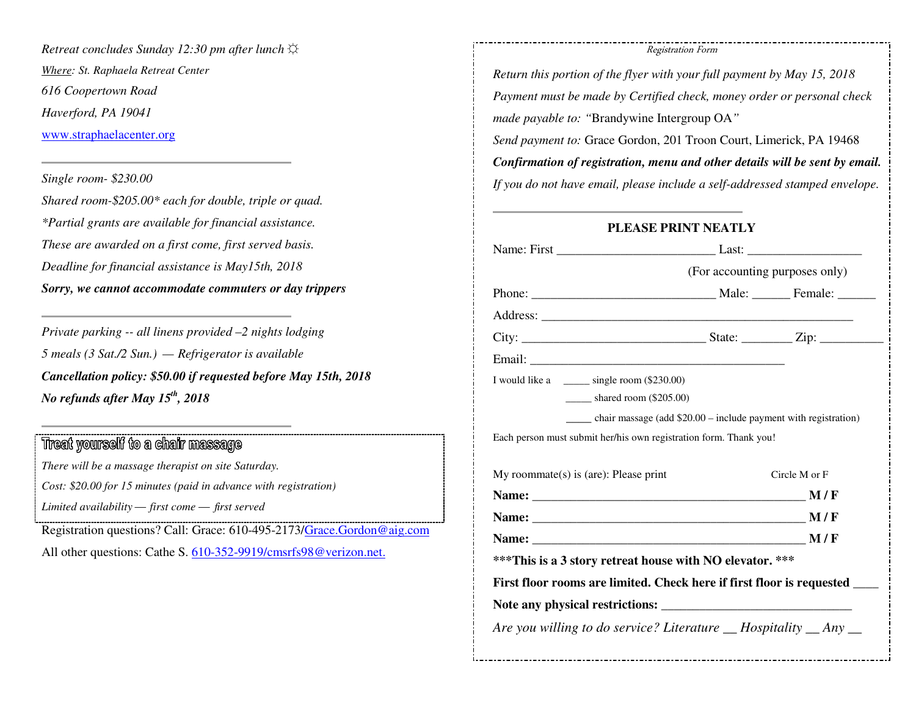*Retreat concludes Sunday 12:30 pm after lunch ☼*

*Where: St. Raphaela Retreat Center*

*616 Coopertown Road*

*Haverford, PA 19041*

www.straphaelacenter.org

---

*Single room- $230.00*

*Shared room-$205.00* each for double, triple or quad.*

**Partial grants are available for financial assistance.*

*These are awarded on a first come, first served basis.*

*Deadline for financial assistance is May15th, 2018*

***Sorry, we cannot accommodate commuters or day trippers***

---

*Private parking -- all linens provided –2 nights lodging*

*5 meals (3 Sat./2 Sun.) — Refrigerator is available*

***Cancellation policy: $50.00 if requested before May 15th, 2018***

***No refunds after May 15th, 2018***

---

**Treat yourself to a chair massage**

*There will be a massage therapist on site Saturday.*

*Cost: $20.00 for 15 minutes (paid in advance with registration)*

*Limited availability — first come — first served*

Registration questions? Call: Grace: 610-495-2173/Grace.Gordon@aig.com

All other questions: Cathe S. 610-352-9919/cmsrfs98@verizon.net.

---

*Registration Form*

*Return this portion of the flyer with your full payment by May 15, 2018*

*Payment must be made by Certified check, money order or personal check made payable to: "*Brandywine Intergroup OA*"*

*Send payment to:* Grace Gordon, 201 Troon Court, Limerick, PA 19468

***Confirmation of registration, menu and other details will be sent by email.***

*If you do not have email, please include a self-addressed stamped envelope.*

---

**PLEASE PRINT NEATLY**

Name: First \_\_\_\_\_\_\_\_\_\_\_\_\_\_\_\_\_\_\_\_\_\_\_\_\_ Last: \_\_\_\_\_\_\_\_\_\_\_\_\_\_\_\_\_\_

(For accounting purposes only)

Phone: \_\_\_\_\_\_\_\_\_\_\_\_\_\_\_\_\_\_\_\_\_\_\_\_\_\_\_\_\_ Male: \_\_\_\_\_\_ Female: \_\_\_\_\_\_

Address: \_\_\_\_\_\_\_\_\_\_\_\_\_\_\_\_\_\_\_\_\_\_\_\_\_\_\_\_\_\_\_\_\_\_\_\_\_\_\_\_\_\_\_\_\_\_\_\_\_\_

City: \_\_\_\_\_\_\_\_\_\_\_\_\_\_\_\_\_\_\_\_\_\_\_\_\_\_\_\_\_ State: \_\_\_\_\_\_\_\_ Zip: \_\_\_\_\_\_\_\_\_\_

Email: \_\_\_\_\_\_\_\_\_\_\_\_\_\_\_\_\_\_\_\_\_\_\_\_\_\_\_\_\_\_\_\_\_\_\_\_\_\_\_\_

I would like a \_\_\_\_\_ single room ($230.00)

\_\_\_\_\_ shared room ($205.00)

\_\_\_\_\_ chair massage (add $20.00 – include payment with registration)

Each person must submit her/his own registration form. Thank you!

My roommate(s) is (are): Please print — Circle M or F

**Name:** \_\_\_\_\_\_\_\_\_\_\_\_\_\_\_\_\_\_\_\_\_\_\_\_\_\_\_\_\_\_\_\_\_\_\_\_\_\_\_\_\_\_\_ **M / F**

**Name:** \_\_\_\_\_\_\_\_\_\_\_\_\_\_\_\_\_\_\_\_\_\_\_\_\_\_\_\_\_\_\_\_\_\_\_\_\_\_\_\_\_\_\_ **M / F**

**Name:** \_\_\_\_\_\_\_\_\_\_\_\_\_\_\_\_\_\_\_\_\_\_\_\_\_\_\_\_\_\_\_\_\_\_\_\_\_\_\_\_\_\_\_ **M / F**

**\*\*\*This is a 3 story retreat house with NO elevator. \*\*\***

**First floor rooms are limited. Check here if first floor is requested \_\_\_\_**

**Note any physical restrictions:** \_\_\_\_\_\_\_\_\_\_\_\_\_\_\_\_\_\_\_\_\_\_\_\_\_\_\_\_\_\_

*Are you willing to do service? Literature \_\_ Hospitality \_\_ Any \_\_*